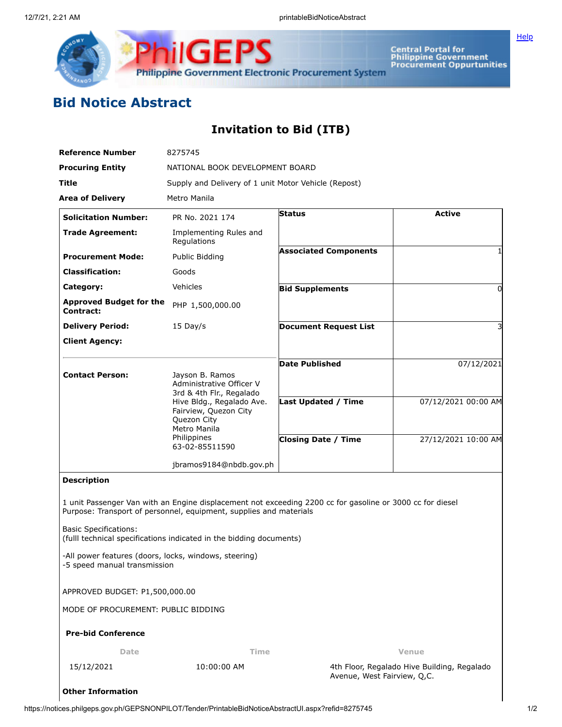# Bid Notice Abstract

## Invitation to Bid (ITB)

| | |
|---|---|
| **Reference Number** | 8275745 |
| **Procuring Entity** | NATIONAL BOOK DEVELOPMENT BOARD |
| **Title** | Supply and Delivery of 1 unit Motor Vehicle (Repost) |
| **Area of Delivery** | Metro Manila |

| | | | |
|---|---|---|---|
| **Solicitation Number:** | PR No. 2021 174 | **Status** | Active |
| **Trade Agreement:** | Implementing Rules and Regulations | **Associated Components** | 1 |
| **Procurement Mode:** | Public Bidding | **Bid Supplements** | 0 |
| **Classification:** | Goods | **Document Request List** | 3 |
| **Category:** | Vehicles | **Date Published** | 07/12/2021 |
| **Approved Budget for the Contract:** | PHP 1,500,000.00 | **Last Updated / Time** | 07/12/2021 00:00 AM |
| **Delivery Period:** | 15 Day/s | **Closing Date / Time** | 27/12/2021 10:00 AM |
| **Client Agency:** | | | |
| **Contact Person:** | Jayson B. Ramos<br>Administrative Officer V<br>3rd & 4th Flr., Regalado Hive Bldg., Regalado Ave. Fairview, Quezon City<br>Quezon City<br>Metro Manila<br>Philippines<br>63-02-85511590<br><br>jbramos9184@nbdb.gov.ph | | |

**Description**

1 unit Passenger Van with an Engine displacement not exceeding 2200 cc for gasoline or 3000 cc for diesel
Purpose: Transport of personnel, equipment, supplies and materials

Basic Specifications:
(fulll technical specifications indicated in the bidding documents)

-All power features (doors, locks, windows, steering)
-5 speed manual transmission

APPROVED BUDGET: P1,500,000.00

MODE OF PROCUREMENT: PUBLIC BIDDING

**Pre-bid Conference**

| Date | Time | Venue |
|---|---|---|
| 15/12/2021 | 10:00:00 AM | 4th Floor, Regalado Hive Building, Regalado Avenue, West Fairview, Q,C. |

**Other Information**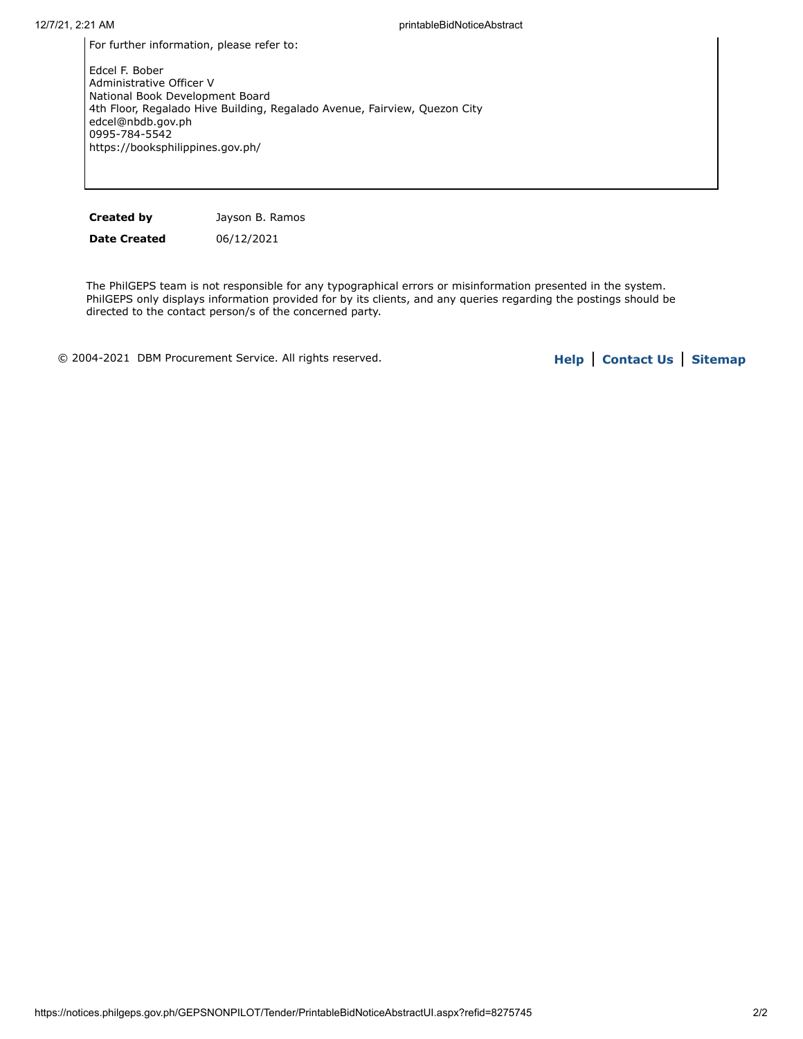For further information, please refer to:

Edcel F. Bober
Administrative Officer V
National Book Development Board
4th Floor, Regalado Hive Building, Regalado Avenue, Fairview, Quezon City
edcel@nbdb.gov.ph
0995-784-5542
https://booksphilippines.gov.ph/

| | |
|---|---|
| **Created by** | Jayson B. Ramos |
| **Date Created** | 06/12/2021 |

The PhilGEPS team is not responsible for any typographical errors or misinformation presented in the system. PhilGEPS only displays information provided for by its clients, and any queries regarding the postings should be directed to the contact person/s of the concerned party.

© 2004-2021 DBM Procurement Service. All rights reserved.

**Help** | **Contact Us** | **Sitemap**